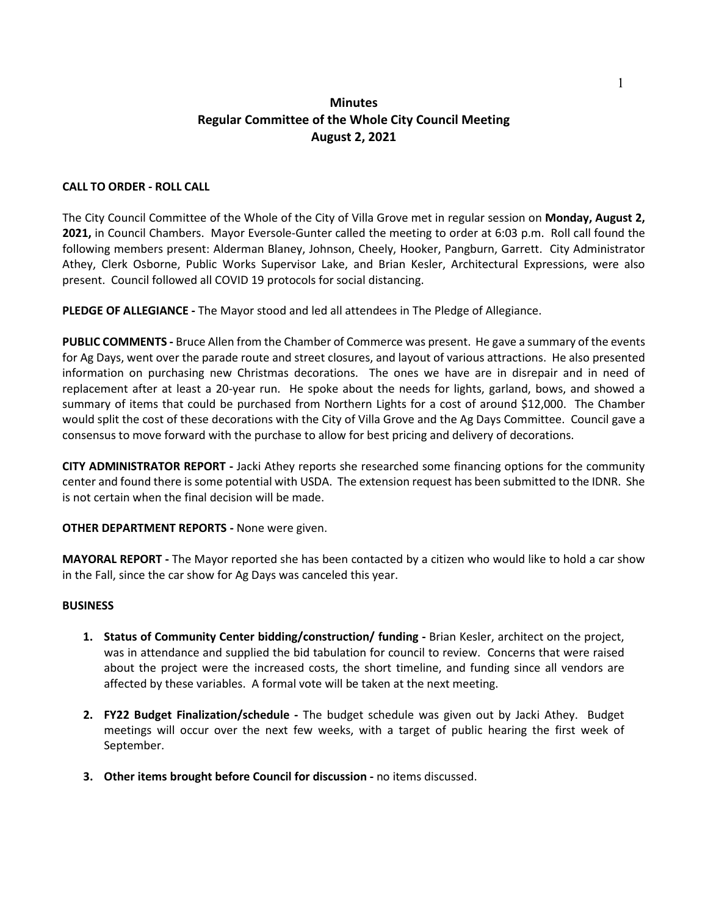# Minutes
## Regular Committee of the Whole City Council Meeting
## August 2, 2021

**CALL TO ORDER - ROLL CALL**

The City Council Committee of the Whole of the City of Villa Grove met in regular session on **Monday, August 2, 2021,** in Council Chambers. Mayor Eversole-Gunter called the meeting to order at 6:03 p.m. Roll call found the following members present: Alderman Blaney, Johnson, Cheely, Hooker, Pangburn, Garrett. City Administrator Athey, Clerk Osborne, Public Works Supervisor Lake, and Brian Kesler, Architectural Expressions, were also present. Council followed all COVID 19 protocols for social distancing.

**PLEDGE OF ALLEGIANCE -** The Mayor stood and led all attendees in The Pledge of Allegiance.

**PUBLIC COMMENTS -** Bruce Allen from the Chamber of Commerce was present. He gave a summary of the events for Ag Days, went over the parade route and street closures, and layout of various attractions. He also presented information on purchasing new Christmas decorations. The ones we have are in disrepair and in need of replacement after at least a 20-year run. He spoke about the needs for lights, garland, bows, and showed a summary of items that could be purchased from Northern Lights for a cost of around $12,000. The Chamber would split the cost of these decorations with the City of Villa Grove and the Ag Days Committee. Council gave a consensus to move forward with the purchase to allow for best pricing and delivery of decorations.

**CITY ADMINISTRATOR REPORT -** Jacki Athey reports she researched some financing options for the community center and found there is some potential with USDA. The extension request has been submitted to the IDNR. She is not certain when the final decision will be made.

**OTHER DEPARTMENT REPORTS -** None were given.

**MAYORAL REPORT -** The Mayor reported she has been contacted by a citizen who would like to hold a car show in the Fall, since the car show for Ag Days was canceled this year.

**BUSINESS**

1. **Status of Community Center bidding/construction/ funding -** Brian Kesler, architect on the project, was in attendance and supplied the bid tabulation for council to review. Concerns that were raised about the project were the increased costs, the short timeline, and funding since all vendors are affected by these variables. A formal vote will be taken at the next meeting.

2. **FY22 Budget Finalization/schedule -** The budget schedule was given out by Jacki Athey. Budget meetings will occur over the next few weeks, with a target of public hearing the first week of September.

3. **Other items brought before Council for discussion -** no items discussed.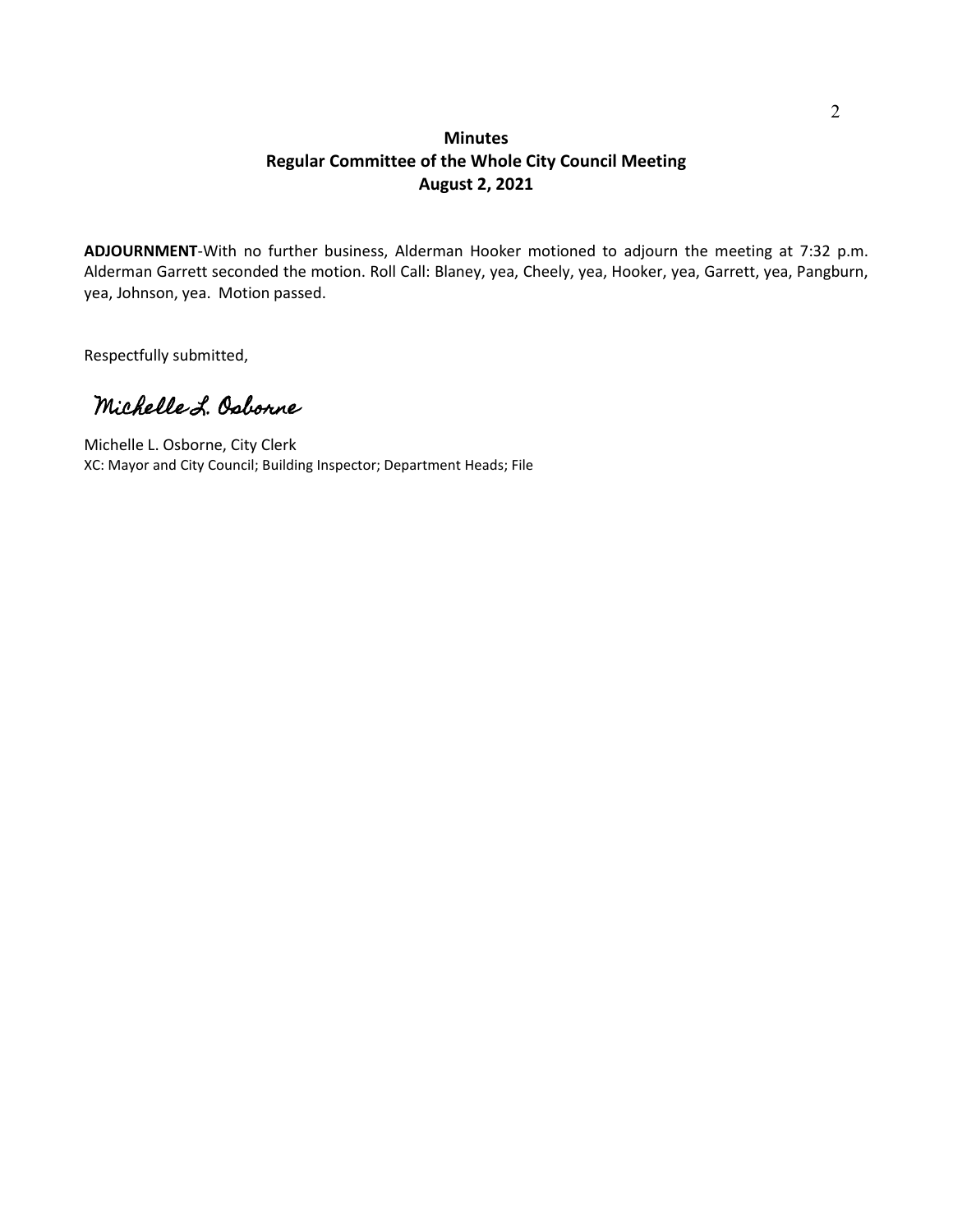**Minutes**
**Regular Committee of the Whole City Council Meeting**
**August 2, 2021**

**ADJOURNMENT**-With no further business, Alderman Hooker motioned to adjourn the meeting at 7:32 p.m. Alderman Garrett seconded the motion. Roll Call: Blaney, yea, Cheely, yea, Hooker, yea, Garrett, yea, Pangburn, yea, Johnson, yea. Motion passed.

Respectfully submitted,

*Michelle L. Osborne*

Michelle L. Osborne, City Clerk
XC: Mayor and City Council; Building Inspector; Department Heads; File